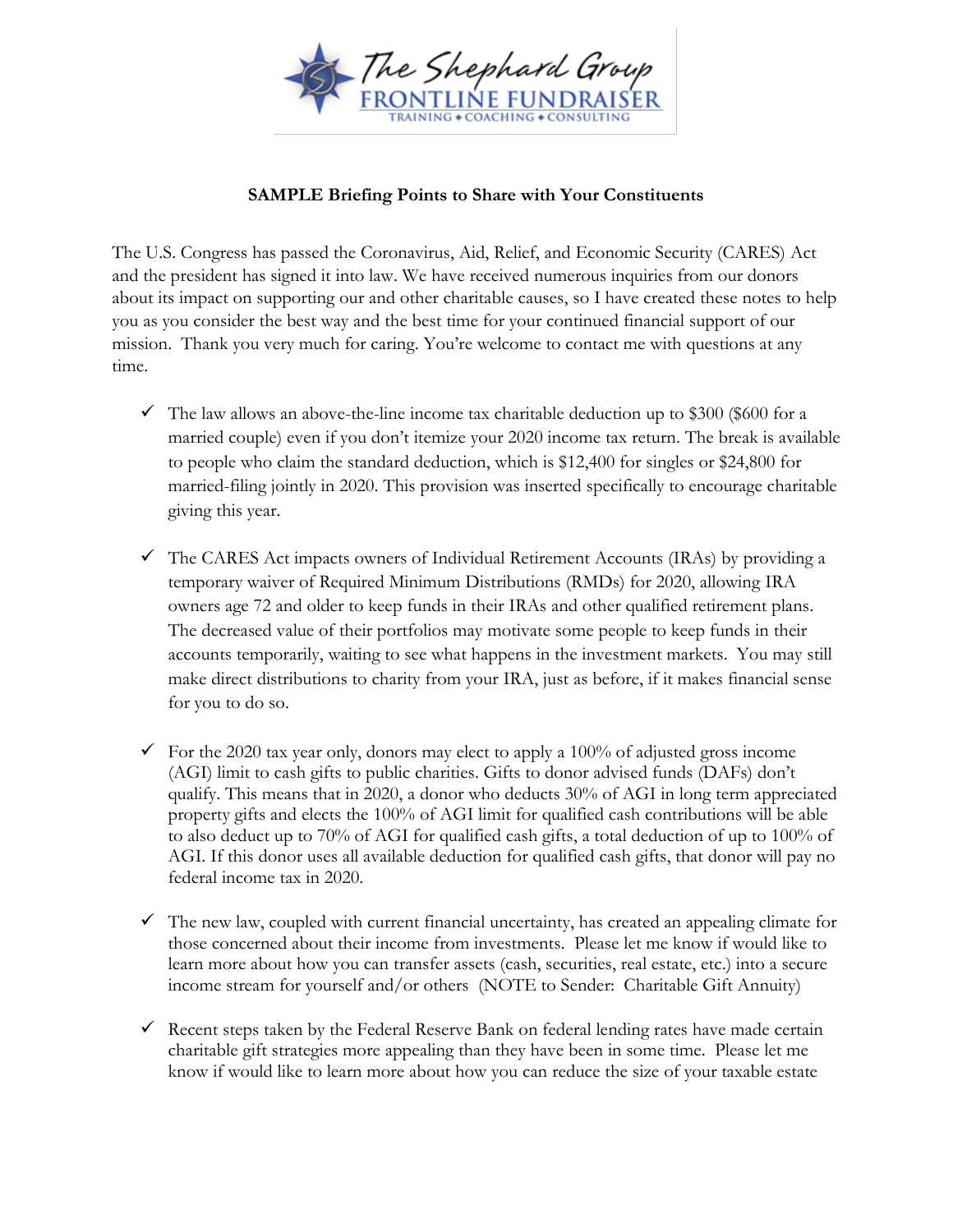The Shephard Group
FRONTLINE FUNDRAISER
TRAINING ◆ COACHING ◆ CONSULTING

**SAMPLE Briefing Points to Share with Your Constituents**

The U.S. Congress has passed the Coronavirus, Aid, Relief, and Economic Security (CARES) Act and the president has signed it into law. We have received numerous inquiries from our donors about its impact on supporting our and other charitable causes, so I have created these notes to help you as you consider the best way and the best time for your continued financial support of our mission. Thank you very much for caring. You're welcome to contact me with questions at any time.

- ✓ The law allows an above-the-line income tax charitable deduction up to \$300 (\$600 for a married couple) even if you don't itemize your 2020 income tax return. The break is available to people who claim the standard deduction, which is \$12,400 for singles or \$24,800 for married-filing jointly in 2020. This provision was inserted specifically to encourage charitable giving this year.

- ✓ The CARES Act impacts owners of Individual Retirement Accounts (IRAs) by providing a temporary waiver of Required Minimum Distributions (RMDs) for 2020, allowing IRA owners age 72 and older to keep funds in their IRAs and other qualified retirement plans. The decreased value of their portfolios may motivate some people to keep funds in their accounts temporarily, waiting to see what happens in the investment markets. You may still make direct distributions to charity from your IRA, just as before, if it makes financial sense for you to do so.

- ✓ For the 2020 tax year only, donors may elect to apply a 100% of adjusted gross income (AGI) limit to cash gifts to public charities. Gifts to donor advised funds (DAFs) don't qualify. This means that in 2020, a donor who deducts 30% of AGI in long term appreciated property gifts and elects the 100% of AGI limit for qualified cash contributions will be able to also deduct up to 70% of AGI for qualified cash gifts, a total deduction of up to 100% of AGI. If this donor uses all available deduction for qualified cash gifts, that donor will pay no federal income tax in 2020.

- ✓ The new law, coupled with current financial uncertainty, has created an appealing climate for those concerned about their income from investments. Please let me know if would like to learn more about how you can transfer assets (cash, securities, real estate, etc.) into a secure income stream for yourself and/or others (NOTE to Sender: Charitable Gift Annuity)

- ✓ Recent steps taken by the Federal Reserve Bank on federal lending rates have made certain charitable gift strategies more appealing than they have been in some time. Please let me know if would like to learn more about how you can reduce the size of your taxable estate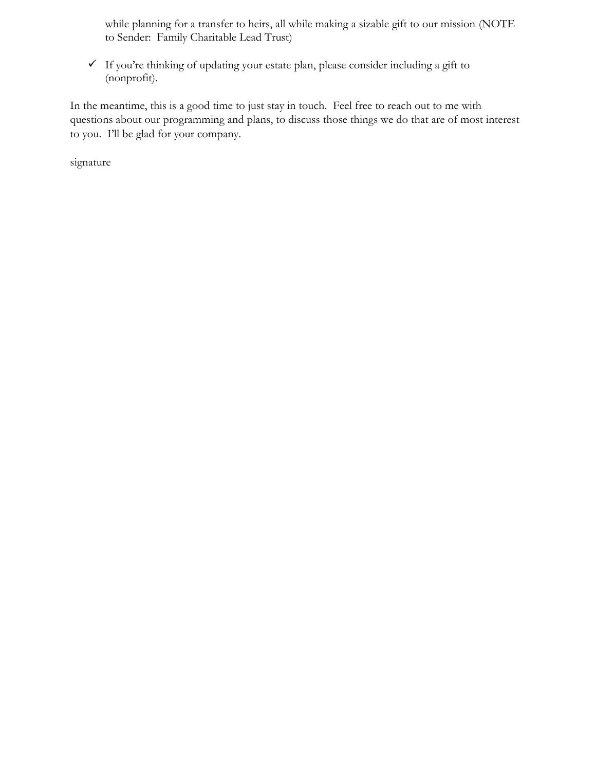while planning for a transfer to heirs, all while making a sizable gift to our mission (NOTE to Sender: Family Charitable Lead Trust)

- ✓ If you're thinking of updating your estate plan, please consider including a gift to (nonprofit).

In the meantime, this is a good time to just stay in touch. Feel free to reach out to me with questions about our programming and plans, to discuss those things we do that are of most interest to you. I'll be glad for your company.

signature